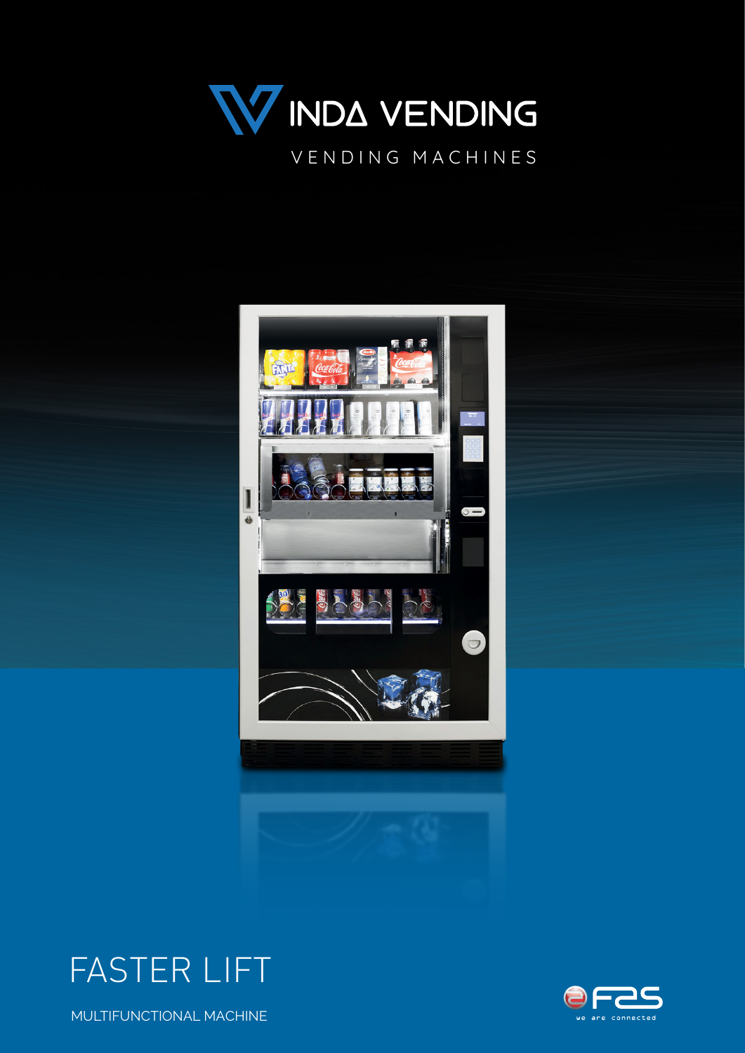# VINDA VENDING

VENDING MACHINES

# FASTER LIFT

MULTIFUNCTIONAL MACHINE

FAS

we are connected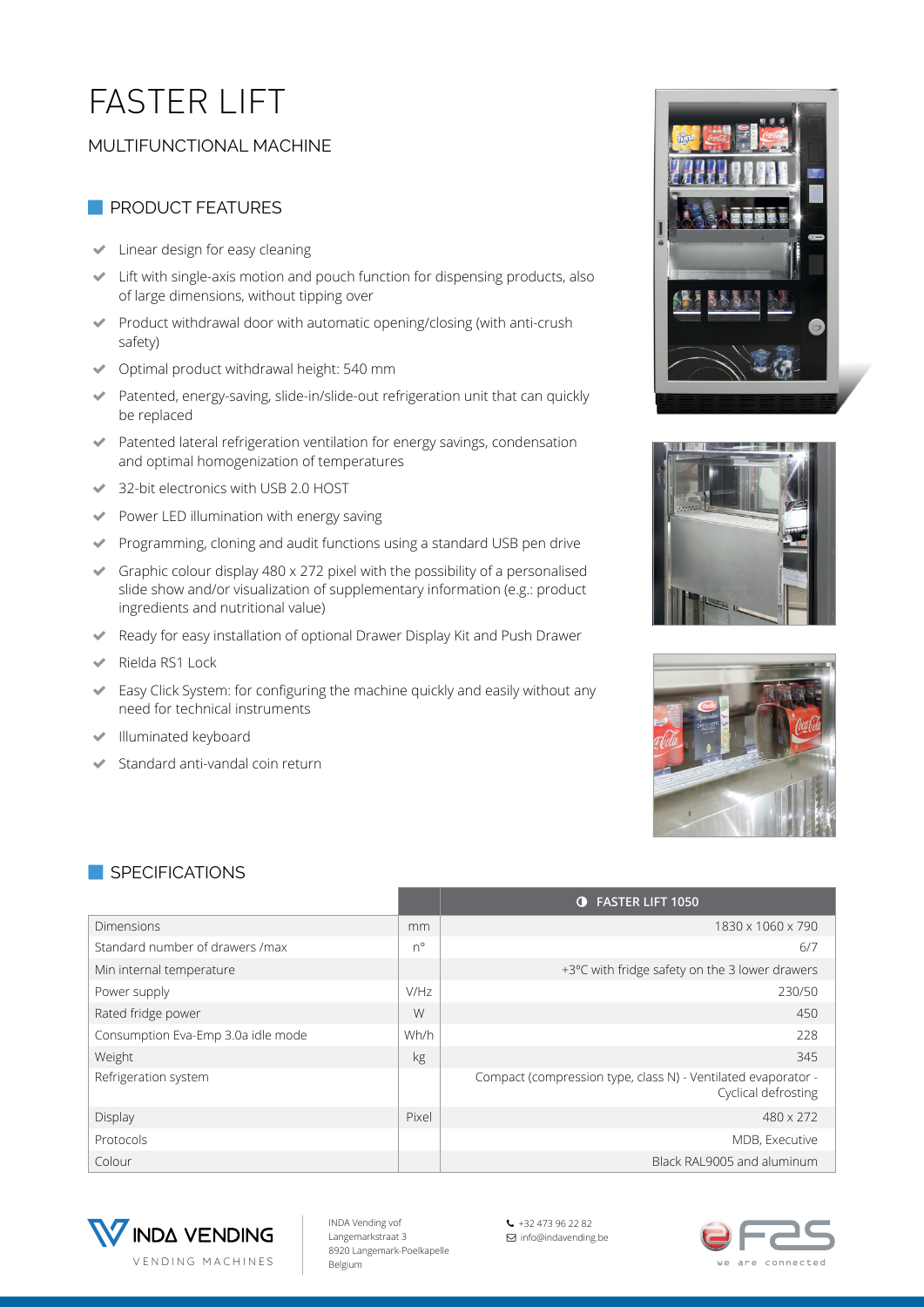# FASTER LIFT

## MULTIFUNCTIONAL MACHINE

### PRODUCT FEATURES

- Linear design for easy cleaning
- Lift with single-axis motion and pouch function for dispensing products, also of large dimensions, without tipping over
- Product withdrawal door with automatic opening/closing (with anti-crush safety)
- Optimal product withdrawal height: 540 mm
- Patented, energy-saving, slide-in/slide-out refrigeration unit that can quickly be replaced
- Patented lateral refrigeration ventilation for energy savings, condensation and optimal homogenization of temperatures
- 32-bit electronics with USB 2.0 HOST
- Power LED illumination with energy saving
- Programming, cloning and audit functions using a standard USB pen drive
- Graphic colour display 480 x 272 pixel with the possibility of a personalised slide show and/or visualization of supplementary information (e.g.: product ingredients and nutritional value)
- Ready for easy installation of optional Drawer Display Kit and Push Drawer
- Rielda RS1 Lock
- Easy Click System: for configuring the machine quickly and easily without any need for technical instruments
- Illuminated keyboard
- Standard anti-vandal coin return

### SPECIFICATIONS

| | | FASTER LIFT 1050 |
|---|---|---|
| Dimensions | mm | 1830 x 1060 x 790 |
| Standard number of drawers /max | n° | 6/7 |
| Min internal temperature | | +3°C with fridge safety on the 3 lower drawers |
| Power supply | V/Hz | 230/50 |
| Rated fridge power | W | 450 |
| Consumption Eva-Emp 3.0a idle mode | Wh/h | 228 |
| Weight | kg | 345 |
| Refrigeration system | | Compact (compression type, class N) - Ventilated evaporator - Cyclical defrosting |
| Display | Pixel | 480 x 272 |
| Protocols | | MDB, Executive |
| Colour | | Black RAL9005 and aluminum |

INDA VENDING
VENDING MACHINES

INDA Vending vof
Langemarkstraat 3
8920 Langemark-Poelkapelle
Belgium

+32 473 96 22 82
info@indavending.be

FAS
we are connected